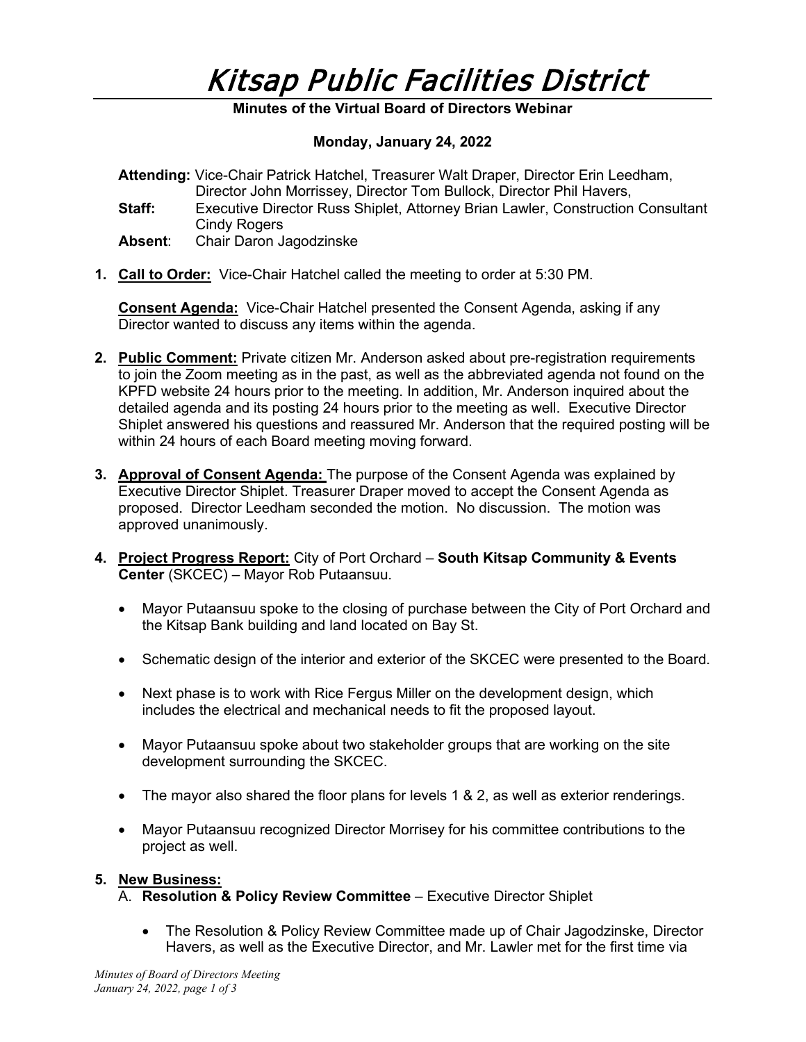# Kitsap Public Facilities District

**Minutes of the Virtual Board of Directors Webinar**

**Monday, January 24, 2022**

**Attending:** Vice-Chair Patrick Hatchel, Treasurer Walt Draper, Director Erin Leedham, Director John Morrissey, Director Tom Bullock, Director Phil Havers,
**Staff:** Executive Director Russ Shiplet, Attorney Brian Lawler, Construction Consultant Cindy Rogers
**Absent**: Chair Daron Jagodzinske

1. **Call to Order:** Vice-Chair Hatchel called the meeting to order at 5:30 PM.

   **Consent Agenda:** Vice-Chair Hatchel presented the Consent Agenda, asking if any Director wanted to discuss any items within the agenda.

2. **Public Comment:** Private citizen Mr. Anderson asked about pre-registration requirements to join the Zoom meeting as in the past, as well as the abbreviated agenda not found on the KPFD website 24 hours prior to the meeting. In addition, Mr. Anderson inquired about the detailed agenda and its posting 24 hours prior to the meeting as well. Executive Director Shiplet answered his questions and reassured Mr. Anderson that the required posting will be within 24 hours of each Board meeting moving forward.

3. **Approval of Consent Agenda:** The purpose of the Consent Agenda was explained by Executive Director Shiplet. Treasurer Draper moved to accept the Consent Agenda as proposed. Director Leedham seconded the motion. No discussion. The motion was approved unanimously.

4. **Project Progress Report:** City of Port Orchard – **South Kitsap Community & Events Center** (SKCEC) – Mayor Rob Putaansuu.

   - Mayor Putaansuu spoke to the closing of purchase between the City of Port Orchard and the Kitsap Bank building and land located on Bay St.
   - Schematic design of the interior and exterior of the SKCEC were presented to the Board.
   - Next phase is to work with Rice Fergus Miller on the development design, which includes the electrical and mechanical needs to fit the proposed layout.
   - Mayor Putaansuu spoke about two stakeholder groups that are working on the site development surrounding the SKCEC.
   - The mayor also shared the floor plans for levels 1 & 2, as well as exterior renderings.
   - Mayor Putaansuu recognized Director Morrisey for his committee contributions to the project as well.

5. **New Business:**

   A. **Resolution & Policy Review Committee** – Executive Director Shiplet

   - The Resolution & Policy Review Committee made up of Chair Jagodzinske, Director Havers, as well as the Executive Director, and Mr. Lawler met for the first time via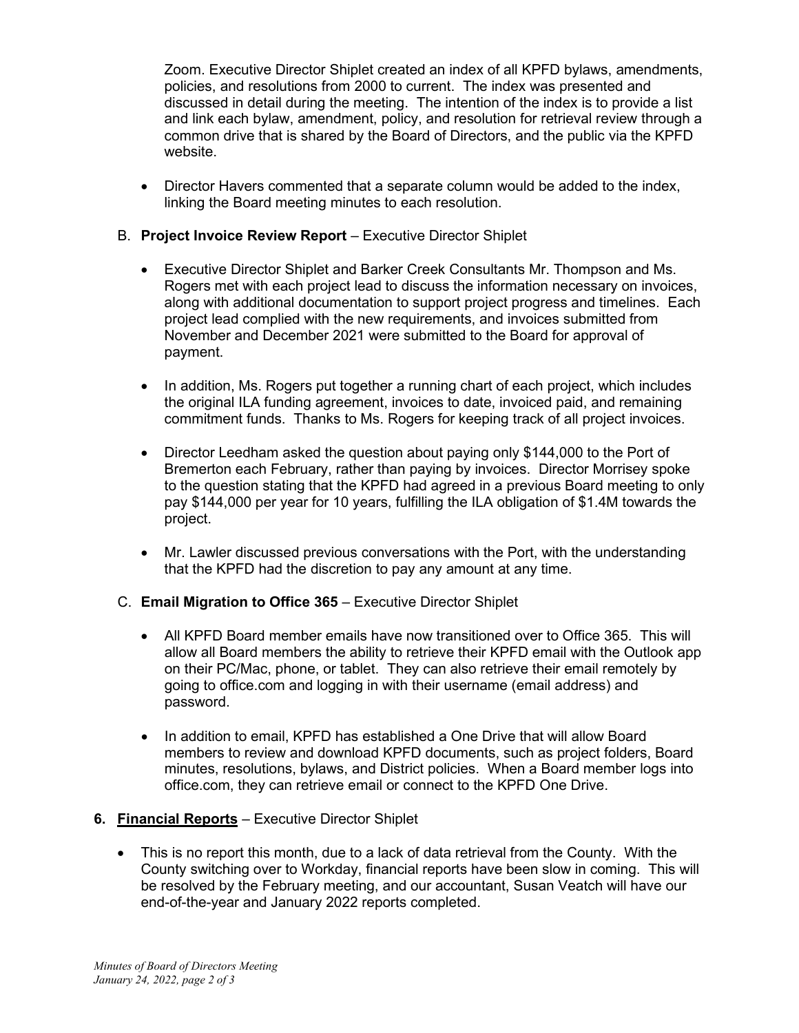Zoom. Executive Director Shiplet created an index of all KPFD bylaws, amendments, policies, and resolutions from 2000 to current. The index was presented and discussed in detail during the meeting. The intention of the index is to provide a list and link each bylaw, amendment, policy, and resolution for retrieval review through a common drive that is shared by the Board of Directors, and the public via the KPFD website.

- Director Havers commented that a separate column would be added to the index, linking the Board meeting minutes to each resolution.

B. **Project Invoice Review Report** – Executive Director Shiplet

- Executive Director Shiplet and Barker Creek Consultants Mr. Thompson and Ms. Rogers met with each project lead to discuss the information necessary on invoices, along with additional documentation to support project progress and timelines. Each project lead complied with the new requirements, and invoices submitted from November and December 2021 were submitted to the Board for approval of payment.

- In addition, Ms. Rogers put together a running chart of each project, which includes the original ILA funding agreement, invoices to date, invoiced paid, and remaining commitment funds. Thanks to Ms. Rogers for keeping track of all project invoices.

- Director Leedham asked the question about paying only $144,000 to the Port of Bremerton each February, rather than paying by invoices. Director Morrisey spoke to the question stating that the KPFD had agreed in a previous Board meeting to only pay $144,000 per year for 10 years, fulfilling the ILA obligation of $1.4M towards the project.

- Mr. Lawler discussed previous conversations with the Port, with the understanding that the KPFD had the discretion to pay any amount at any time.

C. **Email Migration to Office 365** – Executive Director Shiplet

- All KPFD Board member emails have now transitioned over to Office 365. This will allow all Board members the ability to retrieve their KPFD email with the Outlook app on their PC/Mac, phone, or tablet. They can also retrieve their email remotely by going to office.com and logging in with their username (email address) and password.

- In addition to email, KPFD has established a One Drive that will allow Board members to review and download KPFD documents, such as project folders, Board minutes, resolutions, bylaws, and District policies. When a Board member logs into office.com, they can retrieve email or connect to the KPFD One Drive.

**6. Financial Reports** – Executive Director Shiplet

- This is no report this month, due to a lack of data retrieval from the County. With the County switching over to Workday, financial reports have been slow in coming. This will be resolved by the February meeting, and our accountant, Susan Veatch will have our end-of-the-year and January 2022 reports completed.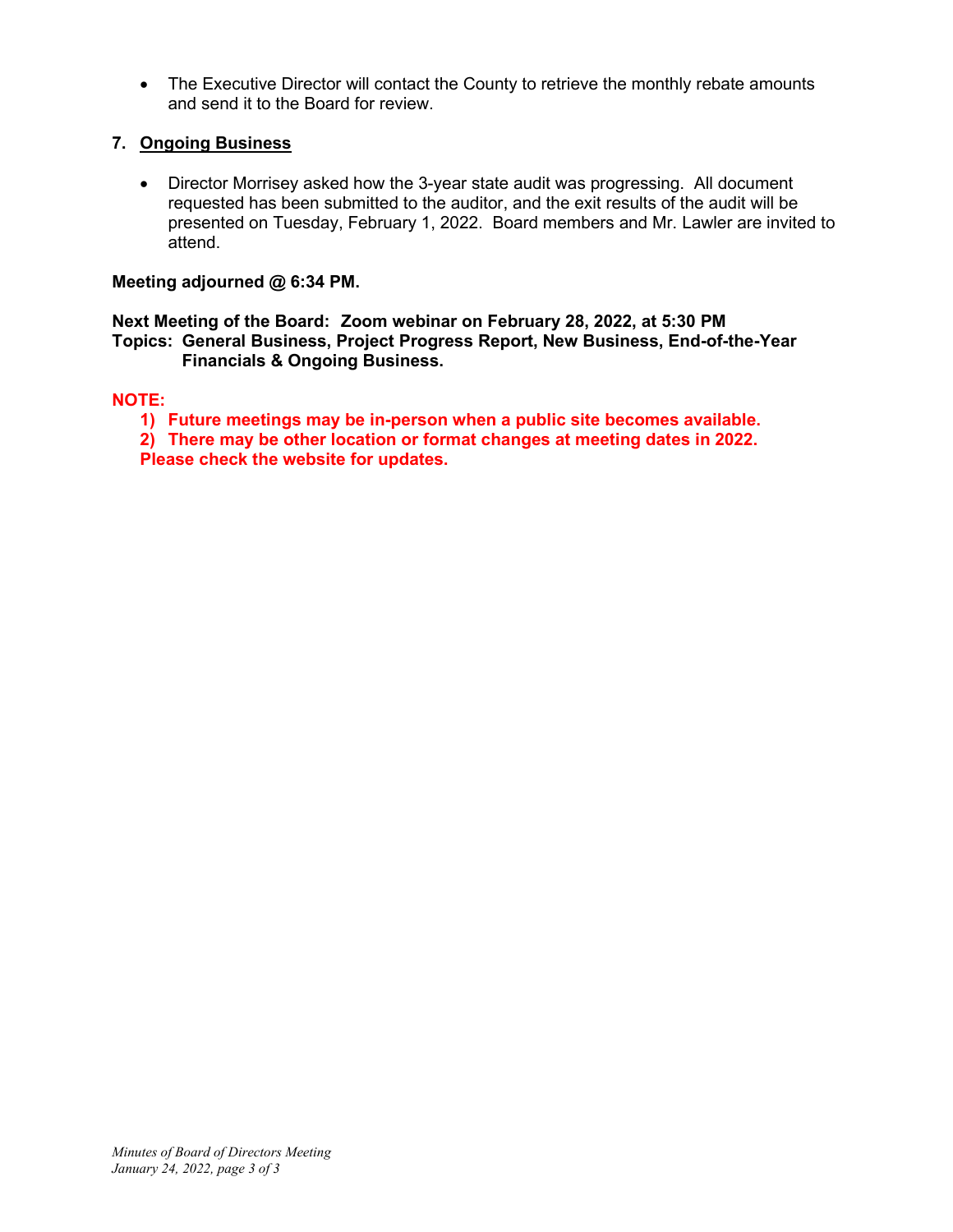- The Executive Director will contact the County to retrieve the monthly rebate amounts and send it to the Board for review.

## 7. Ongoing Business

- Director Morrisey asked how the 3-year state audit was progressing. All document requested has been submitted to the auditor, and the exit results of the audit will be presented on Tuesday, February 1, 2022. Board members and Mr. Lawler are invited to attend.

**Meeting adjourned @ 6:34 PM.**

**Next Meeting of the Board: Zoom webinar on February 28, 2022, at 5:30 PM**
**Topics: General Business, Project Progress Report, New Business, End-of-the-Year Financials & Ongoing Business.**

**NOTE:**

**1) Future meetings may be in-person when a public site becomes available.**
**2) There may be other location or format changes at meeting dates in 2022.**
**Please check the website for updates.**